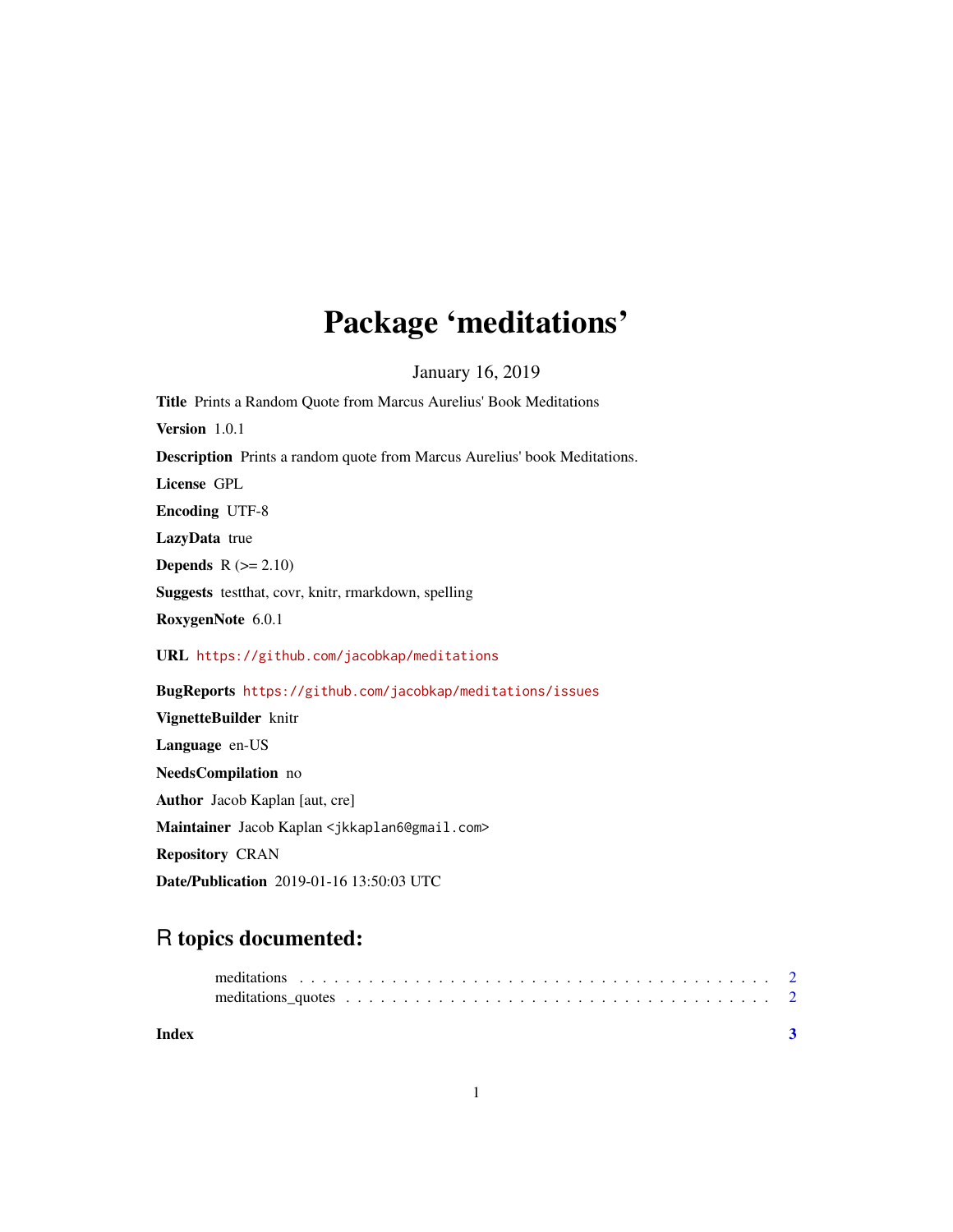# Package 'meditations'

January 16, 2019

**Title** Prints a Random Quote from Marcus Aurelius' Book Meditations

**Version** 1.0.1

**Description** Prints a random quote from Marcus Aurelius' book Meditations.

**License** GPL

**Encoding** UTF-8

**LazyData** true

**Depends** R (>= 2.10)

**Suggests** testthat, covr, knitr, rmarkdown, spelling

**RoxygenNote** 6.0.1

**URL** https://github.com/jacobkap/meditations

**BugReports** https://github.com/jacobkap/meditations/issues

**VignetteBuilder** knitr

**Language** en-US

**NeedsCompilation** no

**Author** Jacob Kaplan [aut, cre]

**Maintainer** Jacob Kaplan <jkkaplan6@gmail.com>

**Repository** CRAN

**Date/Publication** 2019-01-16 13:50:03 UTC

## R topics documented:

meditations . . . . . . . . . . . . . . . . . . . . . . . . . . . . . . . . . . . . . . . . 2
meditations_quotes . . . . . . . . . . . . . . . . . . . . . . . . . . . . . . . . . . . . 2

**Index** **3**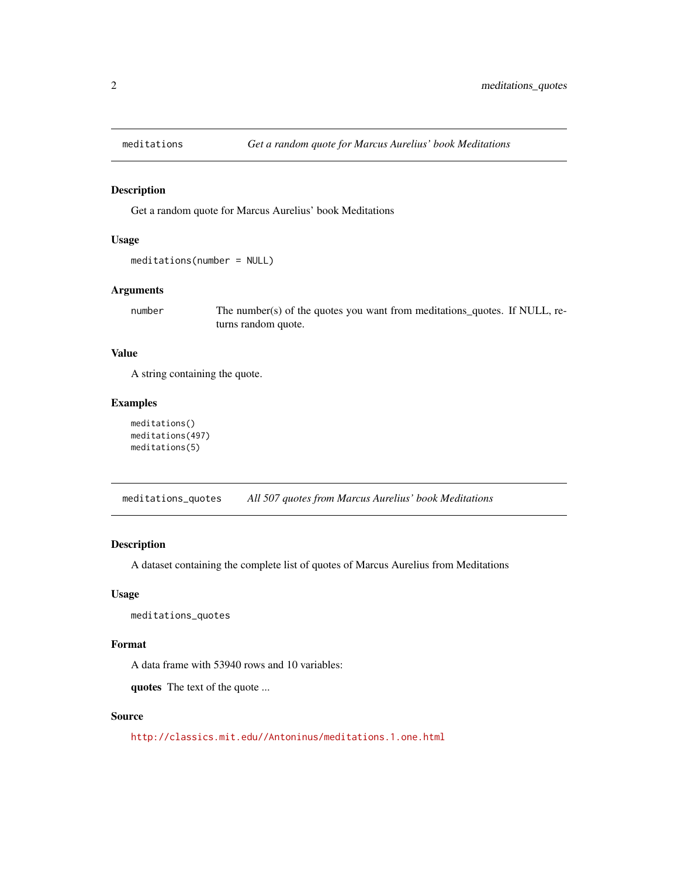## meditations — *Get a random quote for Marcus Aurelius' book Meditations*

### Description

Get a random quote for Marcus Aurelius' book Meditations

### Usage

```
meditations(number = NULL)
```

### Arguments

| | |
|---|---|
| `number` | The number(s) of the quotes you want from meditations_quotes. If NULL, returns random quote. |

### Value

A string containing the quote.

### Examples

```
meditations()
meditations(497)
meditations(5)
```

## meditations_quotes — *All 507 quotes from Marcus Aurelius' book Meditations*

### Description

A dataset containing the complete list of quotes of Marcus Aurelius from Meditations

### Usage

```
meditations_quotes
```

### Format

A data frame with 53940 rows and 10 variables:

**quotes** The text of the quote ...

### Source

http://classics.mit.edu//Antoninus/meditations.1.one.html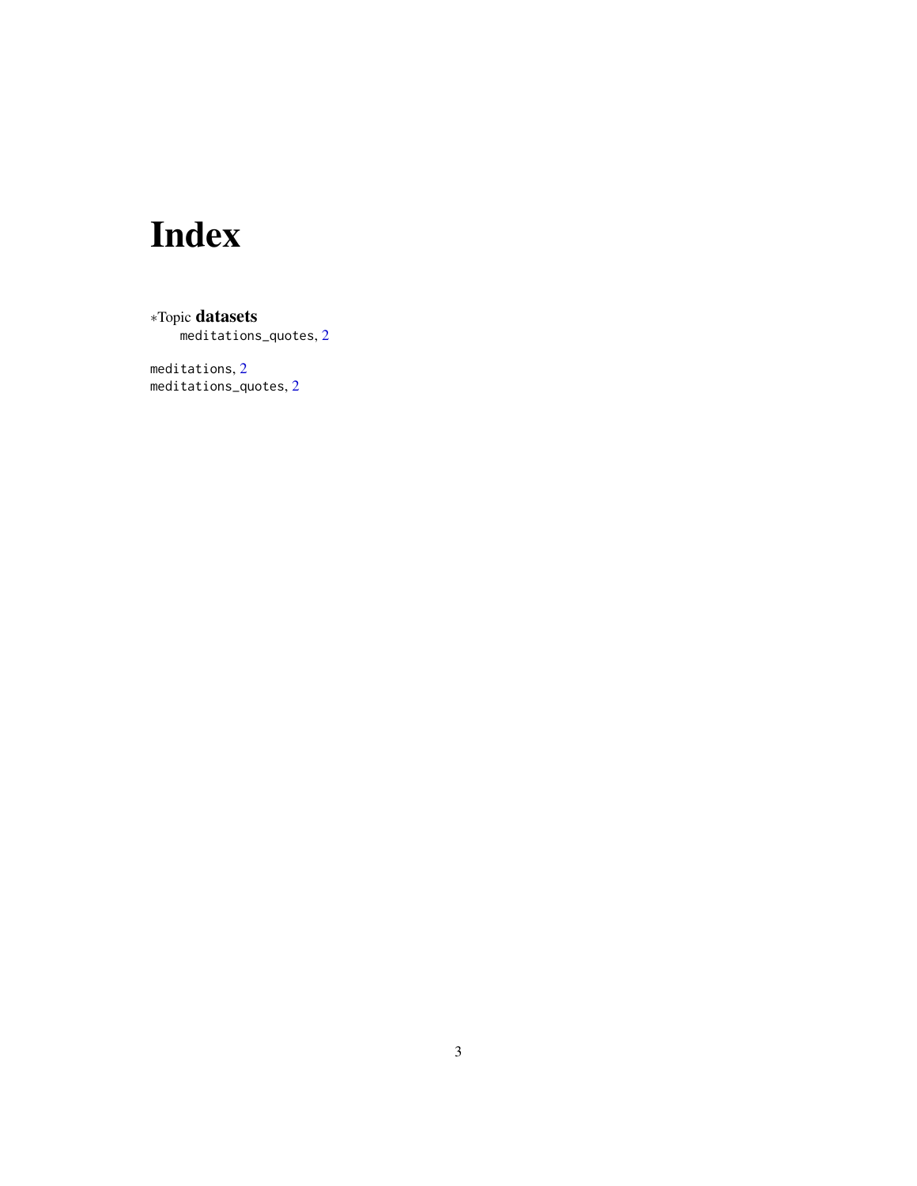# Index

∗Topic **datasets**
    meditations_quotes, 2

meditations, 2
meditations_quotes, 2